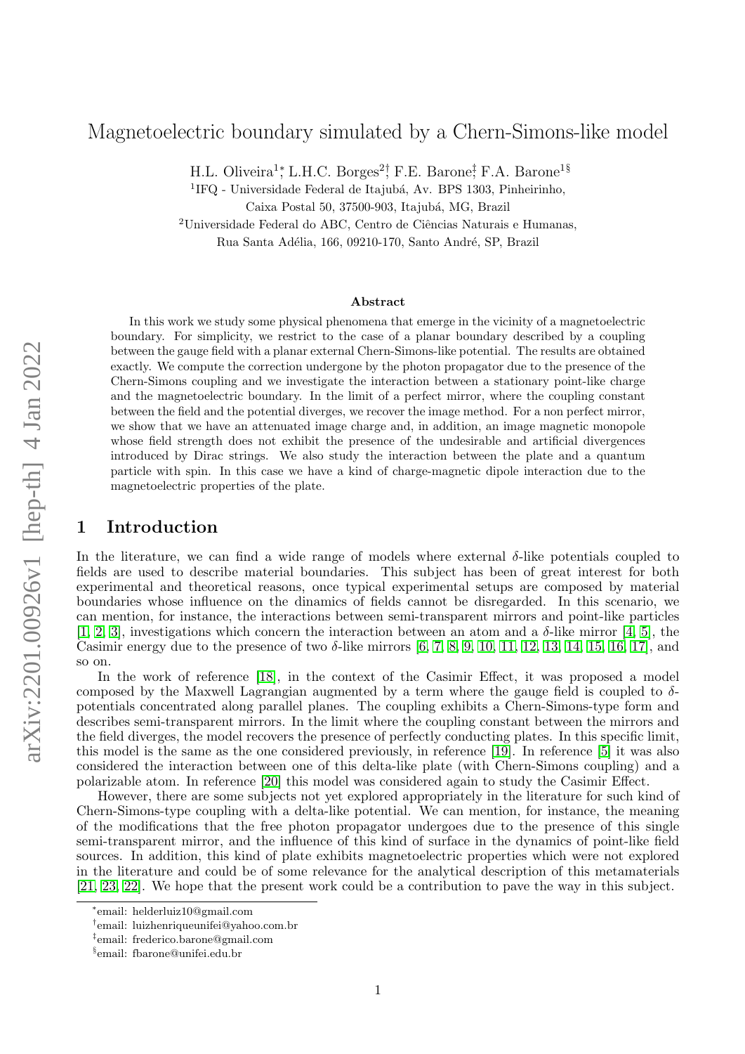# Magnetoelectric boundary simulated by a Chern-Simons-like model

H.L. Oliveira[1]*, L.H.C. Borges[2]†, F.E. Barone‡, F.A. Barone[1]§

[1]IFQ - Universidade Federal de Itajubá, Av. BPS 1303, Pinheirinho, Caixa Postal 50, 37500-903, Itajubá, MG, Brazil

[2]Universidade Federal do ABC, Centro de Ciências Naturais e Humanas, Rua Santa Adélia, 166, 09210-170, Santo André, SP, Brazil

**Abstract**

In this work we study some physical phenomena that emerge in the vicinity of a magnetoelectric boundary. For simplicity, we restrict to the case of a planar boundary described by a coupling between the gauge field with a planar external Chern-Simons-like potential. The results are obtained exactly. We compute the correction undergone by the photon propagator due to the presence of the Chern-Simons coupling and we investigate the interaction between a stationary point-like charge and the magnetoelectric boundary. In the limit of a perfect mirror, where the coupling constant between the field and the potential diverges, we recover the image method. For a non perfect mirror, we show that we have an attenuated image charge and, in addition, an image magnetic monopole whose field strength does not exhibit the presence of the undesirable and artificial divergences introduced by Dirac strings. We also study the interaction between the plate and a quantum particle with spin. In this case we have a kind of charge-magnetic dipole interaction due to the magnetoelectric properties of the plate.

## 1 Introduction

In the literature, we can find a wide range of models where external $\delta$-like potentials coupled to fields are used to describe material boundaries. This subject has been of great interest for both experimental and theoretical reasons, once typical experimental setups are composed by material boundaries whose influence on the dinamics of fields cannot be disregarded. In this scenario, we can mention, for instance, the interactions between semi-transparent mirrors and point-like particles [1, 2, 3], investigations which concern the interaction between an atom and a $\delta$-like mirror [4, 5], the Casimir energy due to the presence of two $\delta$-like mirrors [6, 7, 8, 9, 10, 11, 12, 13, 14, 15, 16, 17], and so on.

In the work of reference [18], in the context of the Casimir Effect, it was proposed a model composed by the Maxwell Lagrangian augmented by a term where the gauge field is coupled to $\delta$-potentials concentrated along parallel planes. The coupling exhibits a Chern-Simons-type form and describes semi-transparent mirrors. In the limit where the coupling constant between the mirrors and the field diverges, the model recovers the presence of perfectly conducting plates. In this specific limit, this model is the same as the one considered previously, in reference [19]. In reference [5] it was also considered the interaction between one of this delta-like plate (with Chern-Simons coupling) and a polarizable atom. In reference [20] this model was considered again to study the Casimir Effect.

However, there are some subjects not yet explored appropriately in the literature for such kind of Chern-Simons-type coupling with a delta-like potential. We can mention, for instance, the meaning of the modifications that the free photon propagator undergoes due to the presence of this single semi-transparent mirror, and the influence of this kind of surface in the dynamics of point-like field sources. In addition, this kind of plate exhibits magnetoelectric properties which were not explored in the literature and could be of some relevance for the analytical description of this metamaterials [21, 23, 22]. We hope that the present work could be a contribution to pave the way in this subject.

*email: helderluiz10@gmail.com

†email: luizhenriqueunifei@yahoo.com.br

‡email: frederico.barone@gmail.com

§email: fbarone@unifei.edu.br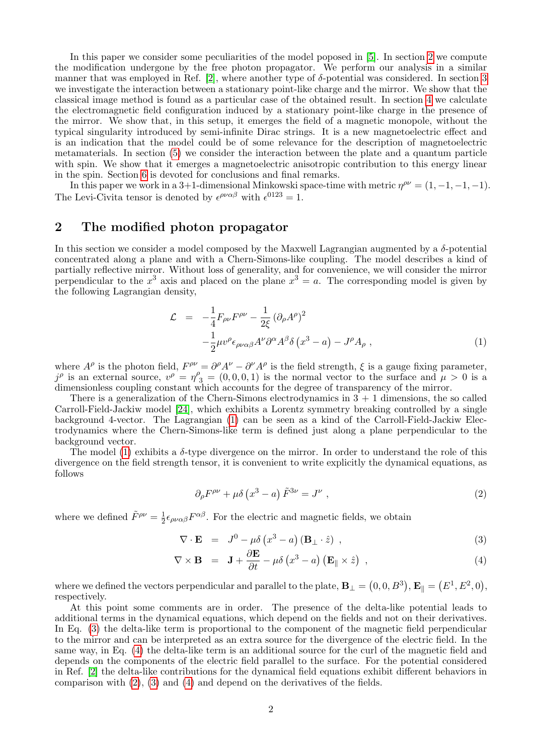In this paper we consider some peculiarities of the model poposed in [5]. In section 2 we compute the modification undergone by the free photon propagator. We perform our analysis in a similar manner that was employed in Ref. [2], where another type of $\delta$-potential was considered. In section 3 we investigate the interaction between a stationary point-like charge and the mirror. We show that the classical image method is found as a particular case of the obtained result. In section 4 we calculate the electromagnetic field configuration induced by a stationary point-like charge in the presence of the mirror. We show that, in this setup, it emerges the field of a magnetic monopole, without the typical singularity introduced by semi-infinite Dirac strings. It is a new magnetoelectric effect and is an indication that the model could be of some relevance for the description of magnetoelectric metamaterials. In section (5) we consider the interaction between the plate and a quantum particle with spin. We show that it emerges a magnetoelectric anisotropic contribution to this energy linear in the spin. Section 6 is devoted for conclusions and final remarks.

In this paper we work in a 3+1-dimensional Minkowski space-time with metric $\eta^{\rho\nu} = (1, -1, -1, -1)$. The Levi-Civita tensor is denoted by $\epsilon^{\rho\nu\alpha\beta}$ with $\epsilon^{0123} = 1$.

## 2 The modified photon propagator

In this section we consider a model composed by the Maxwell Lagrangian augmented by a $\delta$-potential concentrated along a plane and with a Chern-Simons-like coupling. The model describes a kind of partially reflective mirror. Without loss of generality, and for convenience, we will consider the mirror perpendicular to the $x^3$ axis and placed on the plane $x^3 = a$. The corresponding model is given by the following Lagrangian density,

$$
\begin{aligned}
\mathcal{L} &= -\frac{1}{4}F_{\rho\nu}F^{\rho\nu} - \frac{1}{2\xi}\left(\partial_\rho A^\rho\right)^2 \\
&\quad -\frac{1}{2}\mu v^\rho \epsilon_{\rho\nu\alpha\beta}A^\nu \partial^\alpha A^\beta \delta\left(x^3 - a\right) - J^\rho A_\rho \ ,
\end{aligned}
\tag{1}
$$

where $A^\rho$ is the photon field, $F^{\rho\nu} = \partial^\rho A^\nu - \partial^\nu A^\rho$ is the field strength, $\xi$ is a gauge fixing parameter, $j^\rho$ is an external source, $v^\rho = \eta^\rho{}_3 = (0, 0, 0, 1)$ is the normal vector to the surface and $\mu > 0$ is a dimensionless coupling constant which accounts for the degree of transparency of the mirror.

There is a generalization of the Chern-Simons electrodynamics in $3 + 1$ dimensions, the so called Carroll-Field-Jackiw model [24], which exhibits a Lorentz symmetry breaking controlled by a single background 4-vector. The Lagrangian (1) can be seen as a kind of the Carroll-Field-Jackiw Electrodynamics where the Chern-Simons-like term is defined just along a plane perpendicular to the background vector.

The model (1) exhibits a $\delta$-type divergence on the mirror. In order to understand the role of this divergence on the field strength tensor, it is convenient to write explicitly the dynamical equations, as follows

$$
\partial_\rho F^{\rho\nu} + \mu\delta\left(x^3 - a\right)\tilde{F}^{3\nu} = J^\nu \ ,
\tag{2}
$$

where we defined $\tilde{F}^{\rho\nu} = \frac{1}{2}\epsilon_{\rho\nu\alpha\beta}F^{\alpha\beta}$. For the electric and magnetic fields, we obtain

$$
\nabla \cdot \mathbf{E} = J^0 - \mu\delta\left(x^3 - a\right)\left(\mathbf{B}_\perp \cdot \hat{z}\right) \ ,
\tag{3}
$$

$$
\nabla \times \mathbf{B} = \mathbf{J} + \frac{\partial \mathbf{E}}{\partial t} - \mu\delta\left(x^3 - a\right)\left(\mathbf{E}_\parallel \times \hat{z}\right) \ ,
\tag{4}
$$

where we defined the vectors perpendicular and parallel to the plate, $\mathbf{B}_\perp = \left(0, 0, B^3\right)$, $\mathbf{E}_\parallel = \left(E^1, E^2, 0\right)$, respectively.

At this point some comments are in order. The presence of the delta-like potential leads to additional terms in the dynamical equations, which depend on the fields and not on their derivatives. In Eq. (3) the delta-like term is proportional to the component of the magnetic field perpendicular to the mirror and can be interpreted as an extra source for the divergence of the electric field. In the same way, in Eq. (4) the delta-like term is an additional source for the curl of the magnetic field and depends on the components of the electric field parallel to the surface. For the potential considered in Ref. [2] the delta-like contributions for the dynamical field equations exhibit different behaviors in comparison with (2), (3) and (4) and depend on the derivatives of the fields.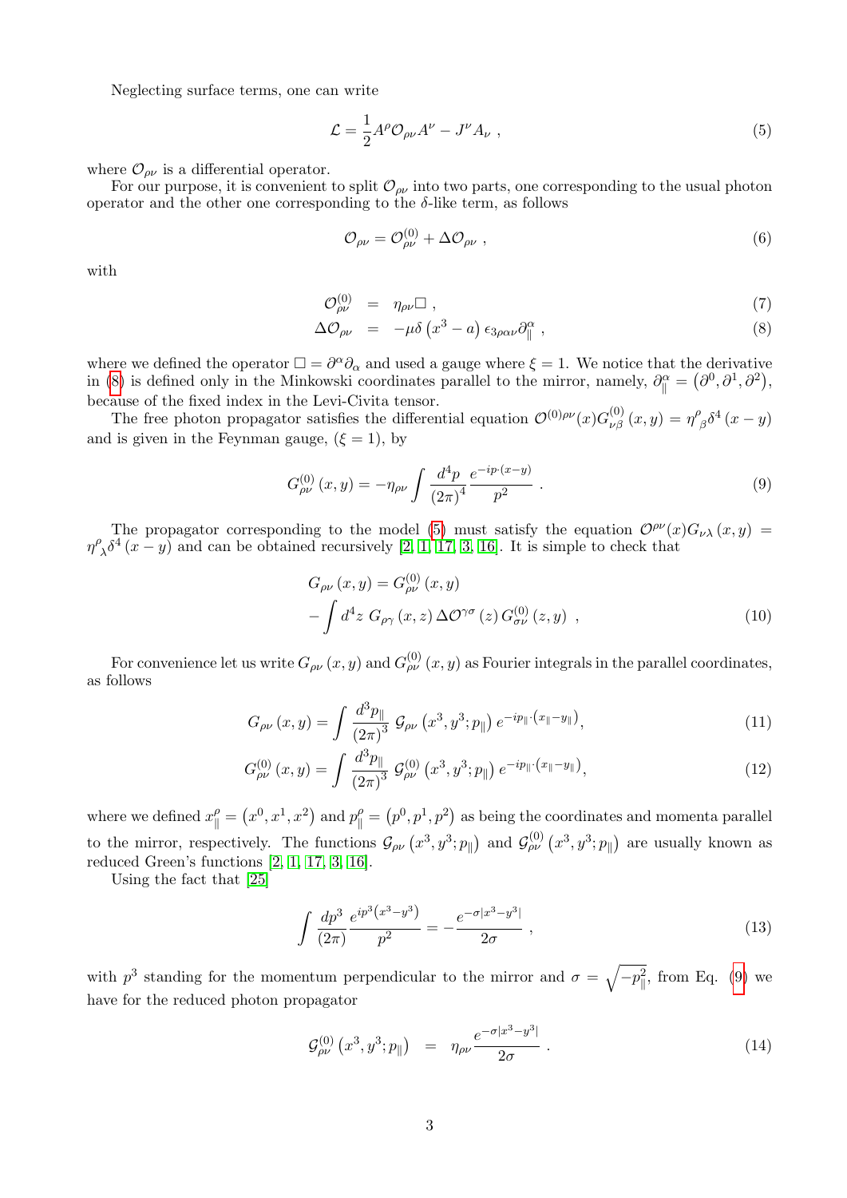Neglecting surface terms, one can write

$$\mathcal{L} = \frac{1}{2} A^{\rho} \mathcal{O}_{\rho\nu} A^{\nu} - J^{\nu} A_{\nu} \ , \tag{5}$$

where $\mathcal{O}_{\rho\nu}$ is a differential operator.

For our purpose, it is convenient to split $\mathcal{O}_{\rho\nu}$ into two parts, one corresponding to the usual photon operator and the other one corresponding to the $\delta$-like term, as follows

$$\mathcal{O}_{\rho\nu} = \mathcal{O}^{(0)}_{\rho\nu} + \Delta\mathcal{O}_{\rho\nu} \ , \tag{6}$$

with

$$\mathcal{O}^{(0)}_{\rho\nu} = \eta_{\rho\nu} \Box \ , \tag{7}$$

$$\Delta\mathcal{O}_{\rho\nu} = -\mu \delta\left(x^3 - a\right) \epsilon_{3\rho\alpha\nu} \partial^{\alpha}_{\parallel} \ , \tag{8}$$

where we defined the operator $\Box = \partial^{\alpha}\partial_{\alpha}$ and used a gauge where $\xi = 1$. We notice that the derivative in (8) is defined only in the Minkowski coordinates parallel to the mirror, namely, $\partial^{\alpha}_{\parallel} = \left(\partial^0, \partial^1, \partial^2\right)$, because of the fixed index in the Levi-Civita tensor.

The free photon propagator satisfies the differential equation $\mathcal{O}^{(0)\rho\nu}(x) G^{(0)}_{\nu\beta}(x,y) = \eta^{\rho}{}_{\beta} \delta^4(x-y)$ and is given in the Feynman gauge, ($\xi = 1$), by

$$G^{(0)}_{\rho\nu}(x,y) = -\eta_{\rho\nu} \int \frac{d^4p}{(2\pi)^4} \frac{e^{-ip\cdot(x-y)}}{p^2} \ . \tag{9}$$

The propagator corresponding to the model (5) must satisfy the equation $\mathcal{O}^{\rho\nu}(x) G_{\nu\lambda}(x,y) = \eta^{\rho}{}_{\lambda} \delta^4(x-y)$ and can be obtained recursively [2, 1, 17, 3, 16]. It is simple to check that

$$G_{\rho\nu}(x,y) = G^{(0)}_{\rho\nu}(x,y) - \int d^4z \ G_{\rho\gamma}(x,z) \, \Delta\mathcal{O}^{\gamma\sigma}(z) \, G^{(0)}_{\sigma\nu}(z,y) \ , \tag{10}$$

For convenience let us write $G_{\rho\nu}(x,y)$ and $G^{(0)}_{\rho\nu}(x,y)$ as Fourier integrals in the parallel coordinates, as follows

$$G_{\rho\nu}(x,y) = \int \frac{d^3p_{\parallel}}{(2\pi)^3} \ \mathcal{G}_{\rho\nu}\left(x^3, y^3; p_{\parallel}\right) e^{-ip_{\parallel}\cdot\left(x_{\parallel} - y_{\parallel}\right)}, \tag{11}$$

$$G^{(0)}_{\rho\nu}(x,y) = \int \frac{d^3p_{\parallel}}{(2\pi)^3} \ \mathcal{G}^{(0)}_{\rho\nu}\left(x^3, y^3; p_{\parallel}\right) e^{-ip_{\parallel}\cdot\left(x_{\parallel} - y_{\parallel}\right)}, \tag{12}$$

where we defined $x^{\rho}_{\parallel} = \left(x^0, x^1, x^2\right)$ and $p^{\rho}_{\parallel} = \left(p^0, p^1, p^2\right)$ as being the coordinates and momenta parallel to the mirror, respectively. The functions $\mathcal{G}_{\rho\nu}\left(x^3, y^3; p_{\parallel}\right)$ and $\mathcal{G}^{(0)}_{\rho\nu}\left(x^3, y^3; p_{\parallel}\right)$ are usually known as reduced Green's functions [2, 1, 17, 3, 16].

Using the fact that [25]

$$\int \frac{dp^3}{(2\pi)} \frac{e^{ip^3\left(x^3 - y^3\right)}}{p^2} = -\frac{e^{-\sigma|x^3 - y^3|}}{2\sigma} \ , \tag{13}$$

with $p^3$ standing for the momentum perpendicular to the mirror and $\sigma = \sqrt{-p^2_{\parallel}}$, from Eq. (9) we have for the reduced photon propagator

$$\mathcal{G}^{(0)}_{\rho\nu}\left(x^3, y^3; p_{\parallel}\right) = \eta_{\rho\nu} \frac{e^{-\sigma|x^3 - y^3|}}{2\sigma} \ . \tag{14}$$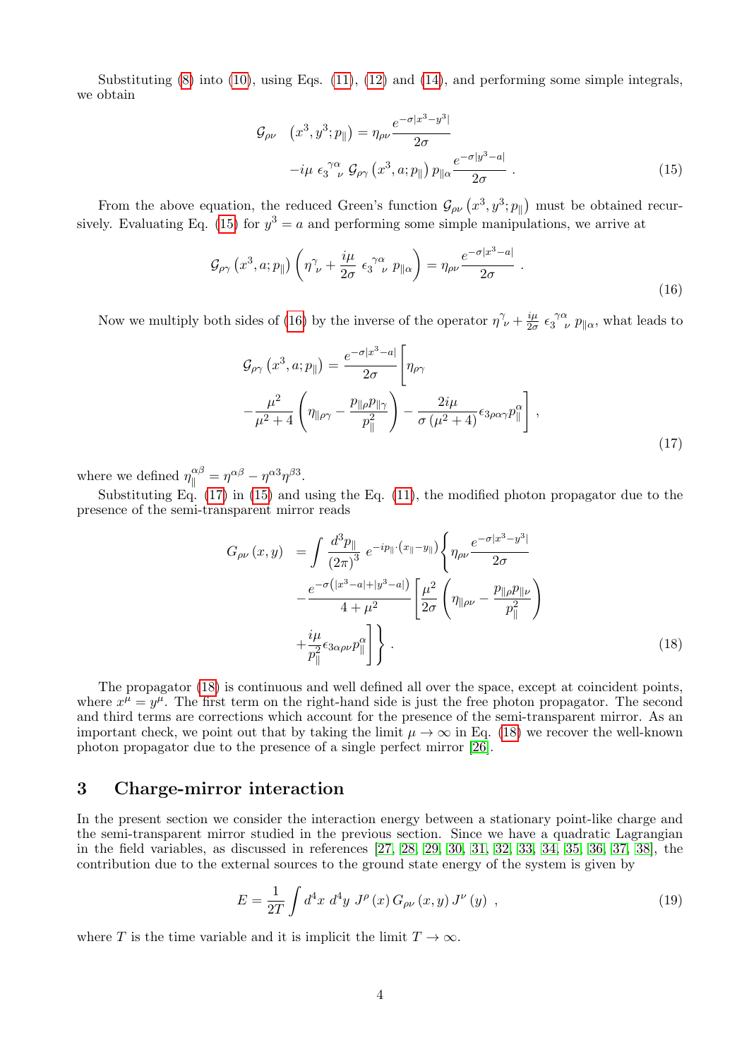Substituting (8) into (10), using Eqs. (11), (12) and (14), and performing some simple integrals, we obtain

$$\mathcal{G}_{\rho\nu} \left(x^3, y^3; p_{\parallel}\right) = \eta_{\rho\nu} \frac{e^{-\sigma|x^3-y^3|}}{2\sigma} \\ -i\mu \ \epsilon_3{}^{\gamma\alpha}{}_{\nu} \ \mathcal{G}_{\rho\gamma} \left(x^3, a; p_{\parallel}\right) p_{\parallel\alpha} \frac{e^{-\sigma|y^3-a|}}{2\sigma} \ . \tag{15}$$

From the above equation, the reduced Green's function $\mathcal{G}_{\rho\nu} \left(x^3, y^3; p_{\parallel}\right)$ must be obtained recursively. Evaluating Eq. (15) for $y^3 = a$ and performing some simple manipulations, we arrive at

$$\mathcal{G}_{\rho\gamma} \left(x^3, a; p_{\parallel}\right) \left(\eta^{\gamma}{}_{\nu} + \frac{i\mu}{2\sigma} \ \epsilon_3{}^{\gamma\alpha}{}_{\nu} \ p_{\parallel\alpha}\right) = \eta_{\rho\nu} \frac{e^{-\sigma|x^3-a|}}{2\sigma} \ . \tag{16}$$

Now we multiply both sides of (16) by the inverse of the operator $\eta^{\gamma}{}_{\nu} + \frac{i\mu}{2\sigma} \ \epsilon_3{}^{\gamma\alpha}{}_{\nu} \ p_{\parallel\alpha}$, what leads to

$$\mathcal{G}_{\rho\gamma} \left(x^3, a; p_{\parallel}\right) = \frac{e^{-\sigma|x^3-a|}}{2\sigma} \Bigg[\eta_{\rho\gamma} \\ -\frac{\mu^2}{\mu^2+4} \left(\eta_{\parallel\rho\gamma} - \frac{p_{\parallel\rho} p_{\parallel\gamma}}{p_{\parallel}^2}\right) - \frac{2i\mu}{\sigma\left(\mu^2+4\right)} \epsilon_{3\rho\alpha\gamma} p_{\parallel}^{\alpha}\Bigg] \ , \tag{17}$$

where we defined $\eta_{\parallel}^{\alpha\beta} = \eta^{\alpha\beta} - \eta^{\alpha 3}\eta^{\beta 3}$.

Substituting Eq. (17) in (15) and using the Eq. (11), the modified photon propagator due to the presence of the semi-transparent mirror reads

$$G_{\rho\nu}\left(x,y\right) = \int \frac{d^3 p_{\parallel}}{\left(2\pi\right)^3} \ e^{-ip_{\parallel}\cdot\left(x_{\parallel}-y_{\parallel}\right)} \Bigg\{ \eta_{\rho\nu} \frac{e^{-\sigma|x^3-y^3|}}{2\sigma} \\ -\frac{e^{-\sigma\left(|x^3-a|+|y^3-a|\right)}}{4+\mu^2} \Bigg[\frac{\mu^2}{2\sigma}\left(\eta_{\parallel\rho\nu} - \frac{p_{\parallel\rho}p_{\parallel\nu}}{p_{\parallel}^2}\right) \\ +\frac{i\mu}{p_{\parallel}^2} \epsilon_{3\alpha\rho\nu} p_{\parallel}^{\alpha}\Bigg]\Bigg\} \ . \tag{18}$$

The propagator (18) is continuous and well defined all over the space, except at coincident points, where $x^\mu = y^\mu$. The first term on the right-hand side is just the free photon propagator. The second and third terms are corrections which account for the presence of the semi-transparent mirror. As an important check, we point out that by taking the limit $\mu \to \infty$ in Eq. (18) we recover the well-known photon propagator due to the presence of a single perfect mirror [26].

## 3 Charge-mirror interaction

In the present section we consider the interaction energy between a stationary point-like charge and the semi-transparent mirror studied in the previous section. Since we have a quadratic Lagrangian in the field variables, as discussed in references [27, 28, 29, 30, 31, 32, 33, 34, 35, 36, 37, 38], the contribution due to the external sources to the ground state energy of the system is given by

$$E = \frac{1}{2T} \int d^4x \ d^4y \ J^{\rho}\left(x\right) G_{\rho\nu}\left(x,y\right) J^{\nu}\left(y\right) \ , \tag{19}$$

where $T$ is the time variable and it is implicit the limit $T \to \infty$.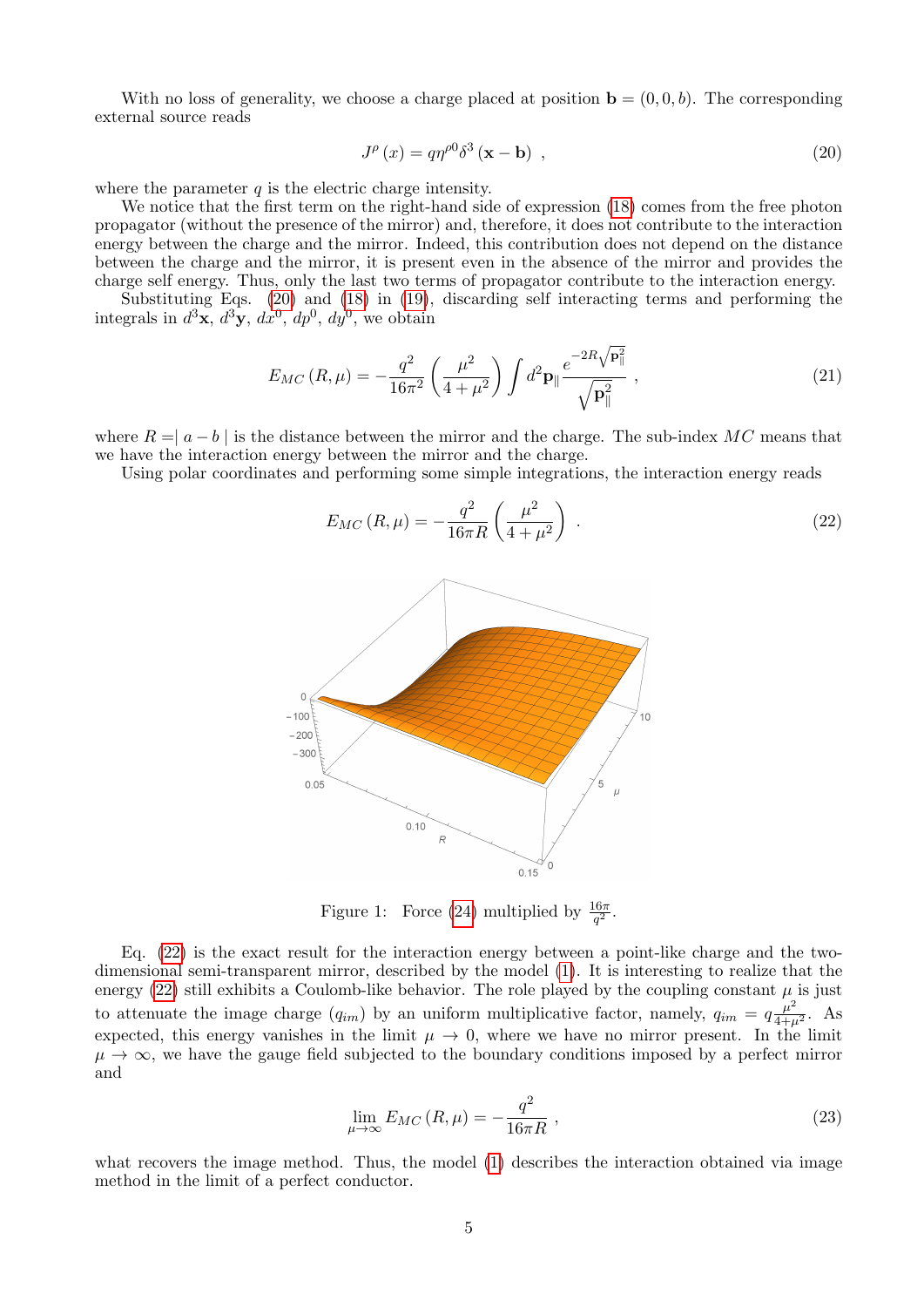With no loss of generality, we choose a charge placed at position $\mathbf{b} = (0, 0, b)$. The corresponding external source reads

$$J^{\rho}(x) = q\eta^{\rho 0}\delta^{3}(\mathbf{x} - \mathbf{b}) \ , \tag{20}$$

where the parameter $q$ is the electric charge intensity.

We notice that the first term on the right-hand side of expression (18) comes from the free photon propagator (without the presence of the mirror) and, therefore, it does not contribute to the interaction energy between the charge and the mirror. Indeed, this contribution does not depend on the distance between the charge and the mirror, it is present even in the absence of the mirror and provides the charge self energy. Thus, only the last two terms of propagator contribute to the interaction energy.

Substituting Eqs. (20) and (18) in (19), discarding self interacting terms and performing the integrals in $d^3\mathbf{x}$, $d^3\mathbf{y}$, $dx^0$, $dp^0$, $dy^0$, we obtain

$$E_{MC}(R, \mu) = -\frac{q^2}{16\pi^2}\left(\frac{\mu^2}{4+\mu^2}\right)\int d^2\mathbf{p}_{\parallel}\frac{e^{-2R\sqrt{\mathbf{p}_{\parallel}^2}}}{\sqrt{\mathbf{p}_{\parallel}^2}} \ , \tag{21}$$

where $R = \mid a - b \mid$ is the distance between the mirror and the charge. The sub-index $MC$ means that we have the interaction energy between the mirror and the charge.

Using polar coordinates and performing some simple integrations, the interaction energy reads

$$E_{MC}(R, \mu) = -\frac{q^2}{16\pi R}\left(\frac{\mu^2}{4+\mu^2}\right) \ . \tag{22}$$

Figure 1: Force (24) multiplied by $\frac{16\pi}{q^2}$.

Eq. (22) is the exact result for the interaction energy between a point-like charge and the two-dimensional semi-transparent mirror, described by the model (1). It is interesting to realize that the energy (22) still exhibits a Coulomb-like behavior. The role played by the coupling constant $\mu$ is just to attenuate the image charge ($q_{im}$) by an uniform multiplicative factor, namely, $q_{im} = q\frac{\mu^2}{4+\mu^2}$. As expected, this energy vanishes in the limit $\mu \to 0$, where we have no mirror present. In the limit $\mu \to \infty$, we have the gauge field subjected to the boundary conditions imposed by a perfect mirror and

$$\lim_{\mu \to \infty} E_{MC}(R, \mu) = -\frac{q^2}{16\pi R} \ , \tag{23}$$

what recovers the image method. Thus, the model (1) describes the interaction obtained via image method in the limit of a perfect conductor.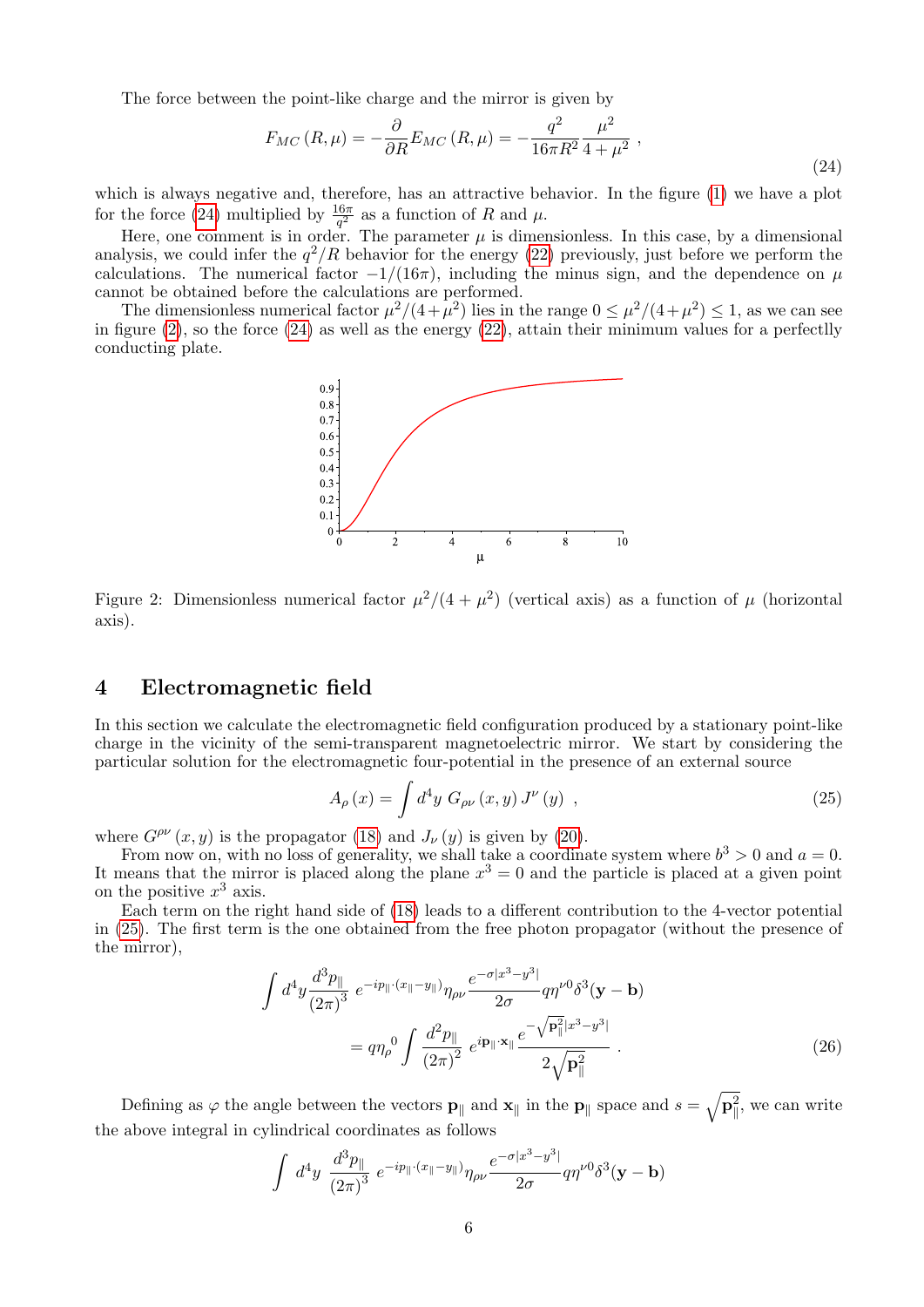The force between the point-like charge and the mirror is given by

$$F_{MC}(R,\mu) = -\frac{\partial}{\partial R} E_{MC}(R,\mu) = -\frac{q^2}{16\pi R^2}\frac{\mu^2}{4+\mu^2}\ , \tag{24}$$

which is always negative and, therefore, has an attractive behavior. In the figure (1) we have a plot for the force (24) multiplied by $\frac{16\pi}{q^2}$ as a function of $R$ and $\mu$.

Here, one comment is in order. The parameter $\mu$ is dimensionless. In this case, by a dimensional analysis, we could infer the $q^2/R$ behavior for the energy (22) previously, just before we perform the calculations. The numerical factor $-1/(16\pi)$, including the minus sign, and the dependence on $\mu$ cannot be obtained before the calculations are performed.

The dimensionless numerical factor $\mu^2/(4+\mu^2)$ lies in the range $0 \leq \mu^2/(4+\mu^2) \leq 1$, as we can see in figure (2), so the force (24) as well as the energy (22), attain their minimum values for a perfectlly conducting plate.

Figure 2: Dimensionless numerical factor $\mu^2/(4+\mu^2)$ (vertical axis) as a function of $\mu$ (horizontal axis).

## 4 Electromagnetic field

In this section we calculate the electromagnetic field configuration produced by a stationary point-like charge in the vicinity of the semi-transparent magnetoelectric mirror. We start by considering the particular solution for the electromagnetic four-potential in the presence of an external source

$$A_\rho(x) = \int d^4y\ G_{\rho\nu}(x,y)\, J^\nu(y)\ , \tag{25}$$

where $G^{\rho\nu}(x,y)$ is the propagator (18) and $J_\nu(y)$ is given by (20).

From now on, with no loss of generality, we shall take a coordinate system where $b^3 > 0$ and $a = 0$. It means that the mirror is placed along the plane $x^3 = 0$ and the particle is placed at a given point on the positive $x^3$ axis.

Each term on the right hand side of (18) leads to a different contribution to the 4-vector potential in (25). The first term is the one obtained from the free photon propagator (without the presence of the mirror),

$$\int d^4y \frac{d^3p_\parallel}{(2\pi)^3}\ e^{-ip_\parallel\cdot(x_\parallel - y_\parallel)}\eta_{\rho\nu}\frac{e^{-\sigma|x^3-y^3|}}{2\sigma} q\eta^{\nu 0}\delta^3(\mathbf{y}-\mathbf{b})$$
$$= q\eta_\rho{}^0 \int \frac{d^2\mathbf{p}_\parallel}{(2\pi)^2}\ e^{i\mathbf{p}_\parallel\cdot\mathbf{x}_\parallel}\frac{e^{-\sqrt{\mathbf{p}_\parallel^2}|x^3-y^3|}}{2\sqrt{\mathbf{p}_\parallel^2}}\ . \tag{26}$$

Defining as $\varphi$ the angle between the vectors $\mathbf{p}_\parallel$ and $\mathbf{x}_\parallel$ in the $\mathbf{p}_\parallel$ space and $s = \sqrt{\mathbf{p}_\parallel^2}$, we can write the above integral in cylindrical coordinates as follows

$$\int d^4y\ \frac{d^3p_\parallel}{(2\pi)^3}\ e^{-ip_\parallel\cdot(x_\parallel - y_\parallel)}\eta_{\rho\nu}\frac{e^{-\sigma|x^3-y^3|}}{2\sigma} q\eta^{\nu 0}\delta^3(\mathbf{y}-\mathbf{b})$$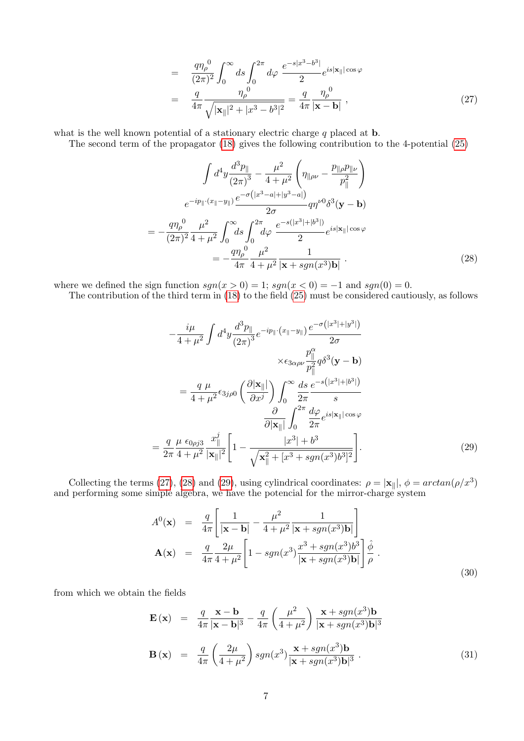$$
\begin{aligned}
&= \frac{q{\eta_\rho}^0}{(2\pi)^2}\int_0^\infty ds\int_0^{2\pi} d\varphi\ \frac{e^{-s|x^3-b^3|}}{2}e^{is|\mathbf{x}_\parallel|\cos\varphi} \\
&= \frac{q}{4\pi}\frac{{\eta_\rho}^0}{\sqrt{|\mathbf{x}_\parallel|^2+|x^3-b^3|^2}} = \frac{q}{4\pi}\frac{{\eta_\rho}^0}{|\mathbf{x}-\mathbf{b}|}\ ,
\end{aligned} \tag{27}
$$

what is the well known potential of a stationary electric charge $q$ placed at $\mathbf{b}$.

The second term of the propagator (18) gives the following contribution to the 4-potential (25)

$$
\begin{aligned}
&\int d^4y \frac{d^3p_\parallel}{(2\pi)^3} - \frac{\mu^2}{4+\mu^2}\left(\eta_{\parallel\rho\nu} - \frac{p_{\parallel\rho}p_{\parallel\nu}}{p_\parallel^2}\right) \\
&\qquad e^{-ip_\parallel\cdot(x_\parallel-y_\parallel)}\frac{e^{-\sigma\left(|x^3-a|+|y^3-a|\right)}}{2\sigma}q\eta^{\nu 0}\delta^3(\mathbf{y}-\mathbf{b}) \\
&= -\frac{q{\eta_\rho}^0}{(2\pi)^2}\frac{\mu^2}{4+\mu^2}\int_0^\infty ds\int_0^{2\pi} d\varphi\ \frac{e^{-s(|x^3|+|b^3|)}}{2}e^{is|\mathbf{x}_\parallel|\cos\varphi} \\
&\qquad = -\frac{q{\eta_\rho}^0}{4\pi}\frac{\mu^2}{4+\mu^2}\frac{1}{|\mathbf{x}+sgn(x^3)\mathbf{b}|}\ .
\end{aligned} \tag{28}
$$

where we defined the sign function $sgn(x>0)=1$; $sgn(x<0)=-1$ and $sgn(0)=0$.

The contribution of the third term in (18) to the field (25) must be considered cautiously, as follows

$$
\begin{aligned}
&-\frac{i\mu}{4+\mu^2}\int d^4y \frac{d^3p_\parallel}{(2\pi)^3}e^{-ip_\parallel\cdot(x_\parallel-y_\parallel)}\frac{e^{-\sigma\left(|x^3|+|y^3|\right)}}{2\sigma} \\
&\qquad\qquad \times\epsilon_{3\alpha\rho\nu}\frac{p_\parallel^\alpha}{p_\parallel^2}q\delta^3(\mathbf{y}-\mathbf{b}) \\
&= \frac{q\ \mu}{4+\mu^2}\epsilon_{3j\rho 0}\left(\frac{\partial|\mathbf{x}_\parallel|}{\partial x^j}\right)\int_0^\infty \frac{ds}{2\pi}\frac{e^{-s\left(|x^3|+|b^3|\right)}}{s} \\
&\qquad\qquad \frac{\partial}{\partial|\mathbf{x}_\parallel|}\int_0^{2\pi}\frac{d\varphi}{2\pi}e^{is|\mathbf{x}_\parallel|\cos\varphi} \\
&= \frac{q}{2\pi}\frac{\mu\ \epsilon_{0\rho j3}}{4+\mu^2}\frac{x_\parallel^j}{|\mathbf{x}_\parallel|^2}\left[1-\frac{|x^3|+b^3}{\sqrt{\mathbf{x}_\parallel^2+[x^3+sgn(x^3)b^3]^2}}\right].
\end{aligned} \tag{29}
$$

Collecting the terms (27), (28) and (29), using cylindrical coordinates: $\rho=|\mathbf{x}_\parallel|$, $\phi=arctan(\rho/x^3)$ and performing some simple algebra, we have the potencial for the mirror-charge system

$$
\begin{aligned}
A^0(\mathbf{x}) &= \frac{q}{4\pi}\left[\frac{1}{|\mathbf{x}-\mathbf{b}|}-\frac{\mu^2}{4+\mu^2}\frac{1}{|\mathbf{x}+sgn(x^3)\mathbf{b}|}\right] \\
\mathbf{A}(\mathbf{x}) &= \frac{q}{4\pi}\frac{2\mu}{4+\mu^2}\left[1-sgn(x^3)\frac{x^3+sgn(x^3)b^3}{|\mathbf{x}+sgn(x^3)\mathbf{b}|}\right]\frac{\hat{\phi}}{\rho}\ .
\end{aligned} \tag{30}
$$

from which we obtain the fields

$$
\begin{aligned}
\mathbf{E}(\mathbf{x}) &= \frac{q}{4\pi}\frac{\mathbf{x}-\mathbf{b}}{|\mathbf{x}-\mathbf{b}|^3}-\frac{q}{4\pi}\left(\frac{\mu^2}{4+\mu^2}\right)\frac{\mathbf{x}+sgn(x^3)\mathbf{b}}{|\mathbf{x}+sgn(x^3)\mathbf{b}|^3} \\
\mathbf{B}(\mathbf{x}) &= \frac{q}{4\pi}\left(\frac{2\mu}{4+\mu^2}\right)sgn(x^3)\frac{\mathbf{x}+sgn(x^3)\mathbf{b}}{|\mathbf{x}+sgn(x^3)\mathbf{b}|^3}\ .
\end{aligned} \tag{31}
$$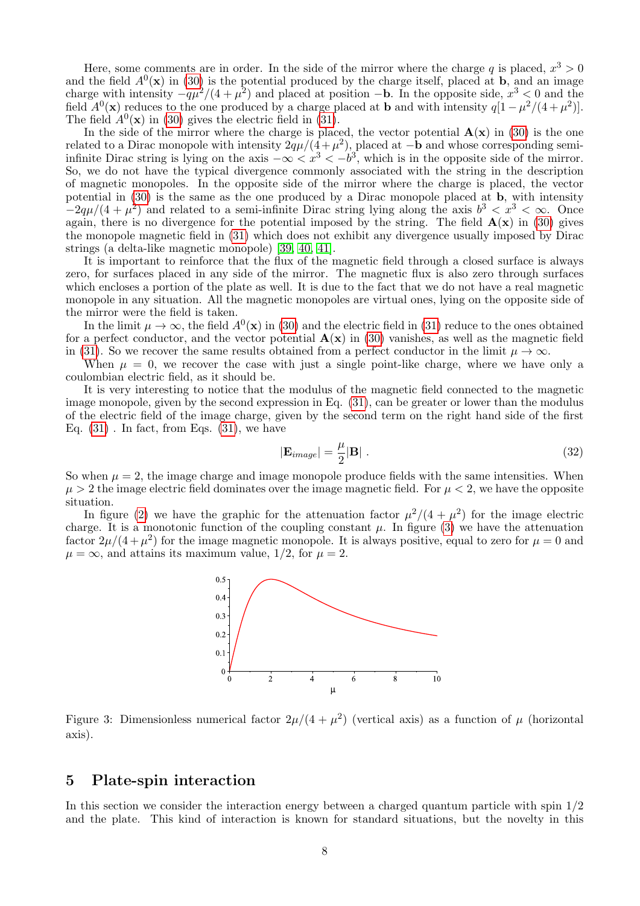Here, some comments are in order. In the side of the mirror where the charge $q$ is placed, $x^3 > 0$ and the field $A^0(\mathbf{x})$ in (30) is the potential produced by the charge itself, placed at $\mathbf{b}$, and an image charge with intensity $-q\mu^2/(4+\mu^2)$ and placed at position $-\mathbf{b}$. In the opposite side, $x^3 < 0$ and the field $A^0(\mathbf{x})$ reduces to the one produced by a charge placed at $\mathbf{b}$ and with intensity $q[1-\mu^2/(4+\mu^2)]$. The field $A^0(\mathbf{x})$ in (30) gives the electric field in (31).

In the side of the mirror where the charge is placed, the vector potential $\mathbf{A}(\mathbf{x})$ in (30) is the one related to a Dirac monopole with intensity $2q\mu/(4+\mu^2)$, placed at $-\mathbf{b}$ and whose corresponding semi-infinite Dirac string is lying on the axis $-\infty < x^3 < -b^3$, which is in the opposite side of the mirror. So, we do not have the typical divergence commonly associated with the string in the description of magnetic monopoles. In the opposite side of the mirror where the charge is placed, the vector potential in (30) is the same as the one produced by a Dirac monopole placed at $\mathbf{b}$, with intensity $-2q\mu/(4+\mu^2)$ and related to a semi-infinite Dirac string lying along the axis $b^3 < x^3 < \infty$. Once again, there is no divergence for the potential imposed by the string. The field $\mathbf{A}(\mathbf{x})$ in (30) gives the monopole magnetic field in (31) which does not exhibit any divergence usually imposed by Dirac strings (a delta-like magnetic monopole) [39, 40, 41].

It is important to reinforce that the flux of the magnetic field through a closed surface is always zero, for surfaces placed in any side of the mirror. The magnetic flux is also zero through surfaces which encloses a portion of the plate as well. It is due to the fact that we do not have a real magnetic monopole in any situation. All the magnetic monopoles are virtual ones, lying on the opposite side of the mirror were the field is taken.

In the limit $\mu \to \infty$, the field $A^0(\mathbf{x})$ in (30) and the electric field in (31) reduce to the ones obtained for a perfect conductor, and the vector potential $\mathbf{A}(\mathbf{x})$ in (30) vanishes, as well as the magnetic field in (31). So we recover the same results obtained from a perfect conductor in the limit $\mu \to \infty$.

When $\mu = 0$, we recover the case with just a single point-like charge, where we have only a coulombian electric field, as it should be.

It is very interesting to notice that the modulus of the magnetic field connected to the magnetic image monopole, given by the second expression in Eq. (31), can be greater or lower than the modulus of the electric field of the image charge, given by the second term on the right hand side of the first Eq. (31) . In fact, from Eqs. (31), we have

$$|\mathbf{E}_{image}| = \frac{\mu}{2}|\mathbf{B}| \ . \tag{32}$$

So when $\mu = 2$, the image charge and image monopole produce fields with the same intensities. When $\mu > 2$ the image electric field dominates over the image magnetic field. For $\mu < 2$, we have the opposite situation.

In figure (2) we have the graphic for the attenuation factor $\mu^2/(4+\mu^2)$ for the image electric charge. It is a monotonic function of the coupling constant $\mu$. In figure (3) we have the attenuation factor $2\mu/(4+\mu^2)$ for the image magnetic monopole. It is always positive, equal to zero for $\mu = 0$ and $\mu = \infty$, and attains its maximum value, $1/2$, for $\mu = 2$.

Figure 3: Dimensionless numerical factor $2\mu/(4+\mu^2)$ (vertical axis) as a function of $\mu$ (horizontal axis).

## 5 Plate-spin interaction

In this section we consider the interaction energy between a charged quantum particle with spin 1/2 and the plate. This kind of interaction is known for standard situations, but the novelty in this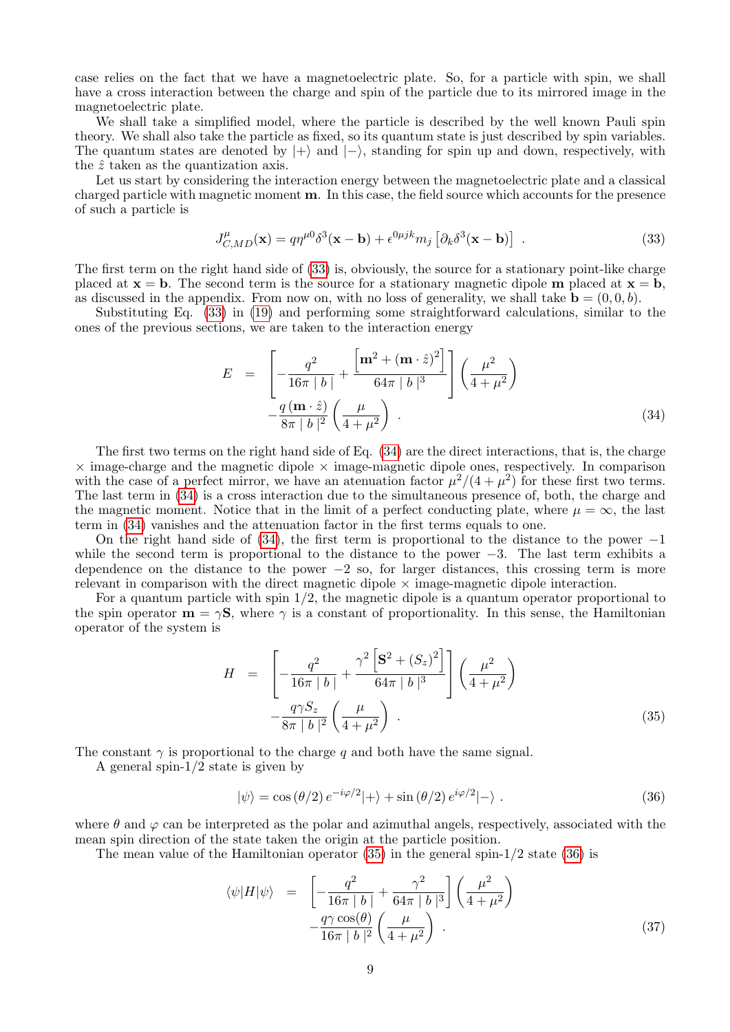case relies on the fact that we have a magnetoelectric plate. So, for a particle with spin, we shall have a cross interaction between the charge and spin of the particle due to its mirrored image in the magnetoelectric plate.

We shall take a simplified model, where the particle is described by the well known Pauli spin theory. We shall also take the particle as fixed, so its quantum state is just described by spin variables. The quantum states are denoted by $|+\rangle$ and $|-\rangle$, standing for spin up and down, respectively, with the $\hat{z}$ taken as the quantization axis.

Let us start by considering the interaction energy between the magnetoelectric plate and a classical charged particle with magnetic moment $\mathbf{m}$. In this case, the field source which accounts for the presence of such a particle is

$$J^{\mu}_{C,MD}(\mathbf{x}) = q\eta^{\mu 0}\delta^3(\mathbf{x}-\mathbf{b}) + \epsilon^{0\mu jk} m_j \left[\partial_k \delta^3(\mathbf{x}-\mathbf{b})\right] \ . \tag{33}$$

The first term on the right hand side of (33) is, obviously, the source for a stationary point-like charge placed at $\mathbf{x}=\mathbf{b}$. The second term is the source for a stationary magnetic dipole $\mathbf{m}$ placed at $\mathbf{x}=\mathbf{b}$, as discussed in the appendix. From now on, with no loss of generality, we shall take $\mathbf{b}=(0,0,b)$.

Substituting Eq. (33) in (19) and performing some straightforward calculations, similar to the ones of the previous sections, we are taken to the interaction energy

$$\begin{aligned} E &= \left[-\frac{q^2}{16\pi\mid b\mid} + \frac{\left[\mathbf{m}^2 + (\mathbf{m}\cdot\hat{z})^2\right]}{64\pi\mid b\mid^3}\right]\left(\frac{\mu^2}{4+\mu^2}\right) \\ &\quad -\frac{q\,(\mathbf{m}\cdot\hat{z})}{8\pi\mid b\mid^2}\left(\frac{\mu}{4+\mu^2}\right) \ . \end{aligned} \tag{34}$$

The first two terms on the right hand side of Eq. (34) are the direct interactions, that is, the charge $\times$ image-charge and the magnetic dipole $\times$ image-magnetic dipole ones, respectively. In comparison with the case of a perfect mirror, we have an atenuation factor $\mu^2/(4+\mu^2)$ for these first two terms. The last term in (34) is a cross interaction due to the simultaneous presence of, both, the charge and the magnetic moment. Notice that in the limit of a perfect conducting plate, where $\mu=\infty$, the last term in (34) vanishes and the attenuation factor in the first terms equals to one.

On the right hand side of (34), the first term is proportional to the distance to the power $-1$ while the second term is proportional to the distance to the power $-3$. The last term exhibits a dependence on the distance to the power $-2$ so, for larger distances, this crossing term is more relevant in comparison with the direct magnetic dipole $\times$ image-magnetic dipole interaction.

For a quantum particle with spin 1/2, the magnetic dipole is a quantum operator proportional to the spin operator $\mathbf{m}=\gamma\mathbf{S}$, where $\gamma$ is a constant of proportionality. In this sense, the Hamiltonian operator of the system is

$$\begin{aligned} H &= \left[-\frac{q^2}{16\pi\mid b\mid} + \frac{\gamma^2\left[\mathbf{S}^2 + (S_z)^2\right]}{64\pi\mid b\mid^3}\right]\left(\frac{\mu^2}{4+\mu^2}\right) \\ &\quad -\frac{q\gamma S_z}{8\pi\mid b\mid^2}\left(\frac{\mu}{4+\mu^2}\right) \ . \end{aligned} \tag{35}$$

The constant $\gamma$ is proportional to the charge $q$ and both have the same signal.

A general spin-1/2 state is given by

$$|\psi\rangle = \cos(\theta/2)\, e^{-i\varphi/2}|+\rangle + \sin(\theta/2)\, e^{i\varphi/2}|-\rangle \ . \tag{36}$$

where $\theta$ and $\varphi$ can be interpreted as the polar and azimuthal angels, respectively, associated with the mean spin direction of the state taken the origin at the particle position.

The mean value of the Hamiltonian operator (35) in the general spin-1/2 state (36) is

$$\begin{aligned} \langle\psi|H|\psi\rangle &= \left[-\frac{q^2}{16\pi\mid b\mid} + \frac{\gamma^2}{64\pi\mid b\mid^3}\right]\left(\frac{\mu^2}{4+\mu^2}\right) \\ &\quad -\frac{q\gamma\cos(\theta)}{16\pi\mid b\mid^2}\left(\frac{\mu}{4+\mu^2}\right) \ . \end{aligned} \tag{37}$$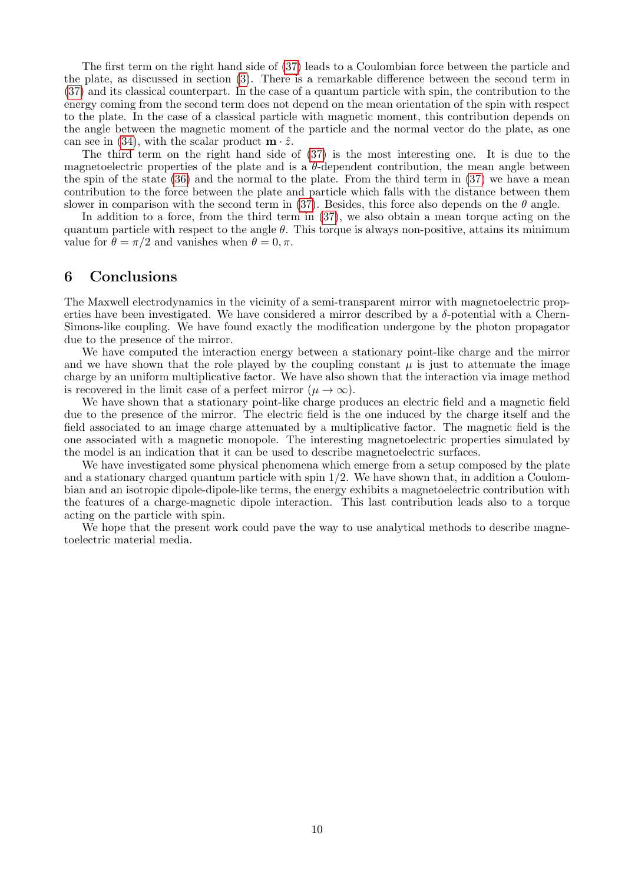The first term on the right hand side of (37) leads to a Coulombian force between the particle and the plate, as discussed in section (3). There is a remarkable difference between the second term in (37) and its classical counterpart. In the case of a quantum particle with spin, the contribution to the energy coming from the second term does not depend on the mean orientation of the spin with respect to the plate. In the case of a classical particle with magnetic moment, this contribution depends on the angle between the magnetic moment of the particle and the normal vector do the plate, as one can see in (34), with the scalar product $\mathbf{m}\cdot\hat{z}$.

The third term on the right hand side of (37) is the most interesting one. It is due to the magnetoelectric properties of the plate and is a $\theta$-dependent contribution, the mean angle between the spin of the state (36) and the normal to the plate. From the third term in (37) we have a mean contribution to the force between the plate and particle which falls with the distance between them slower in comparison with the second term in (37). Besides, this force also depends on the $\theta$ angle.

In addition to a force, from the third term in (37), we also obtain a mean torque acting on the quantum particle with respect to the angle $\theta$. This torque is always non-positive, attains its minimum value for $\theta=\pi/2$ and vanishes when $\theta=0,\pi$.

## 6 Conclusions

The Maxwell electrodynamics in the vicinity of a semi-transparent mirror with magnetoelectric properties have been investigated. We have considered a mirror described by a $\delta$-potential with a Chern-Simons-like coupling. We have found exactly the modification undergone by the photon propagator due to the presence of the mirror.

We have computed the interaction energy between a stationary point-like charge and the mirror and we have shown that the role played by the coupling constant $\mu$ is just to attenuate the image charge by an uniform multiplicative factor. We have also shown that the interaction via image method is recovered in the limit case of a perfect mirror ($\mu\rightarrow\infty$).

We have shown that a stationary point-like charge produces an electric field and a magnetic field due to the presence of the mirror. The electric field is the one induced by the charge itself and the field associated to an image charge attenuated by a multiplicative factor. The magnetic field is the one associated with a magnetic monopole. The interesting magnetoelectric properties simulated by the model is an indication that it can be used to describe magnetoelectric surfaces.

We have investigated some physical phenomena which emerge from a setup composed by the plate and a stationary charged quantum particle with spin 1/2. We have shown that, in addition a Coulombian and an isotropic dipole-dipole-like terms, the energy exhibits a magnetoelectric contribution with the features of a charge-magnetic dipole interaction. This last contribution leads also to a torque acting on the particle with spin.

We hope that the present work could pave the way to use analytical methods to describe magnetoelectric material media.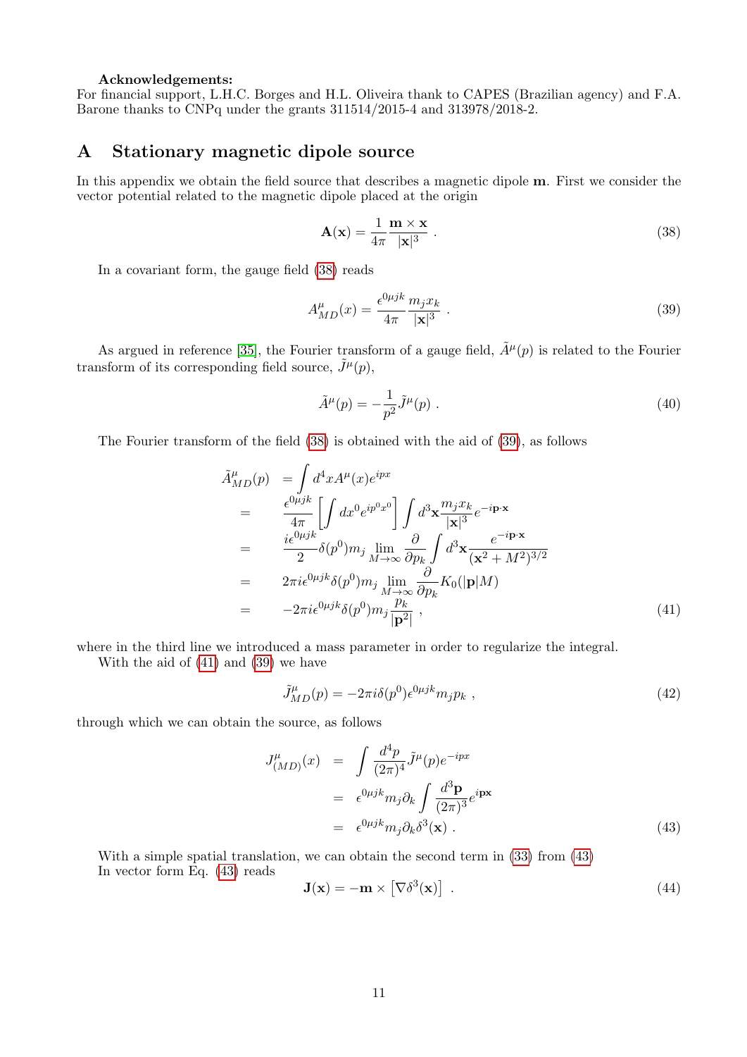**Acknowledgements:**
For financial support, L.H.C. Borges and H.L. Oliveira thank to CAPES (Brazilian agency) and F.A. Barone thanks to CNPq under the grants 311514/2015-4 and 313978/2018-2.

# A Stationary magnetic dipole source

In this appendix we obtain the field source that describes a magnetic dipole $\mathbf{m}$. First we consider the vector potential related to the magnetic dipole placed at the origin

$$\mathbf{A}(\mathbf{x}) = \frac{1}{4\pi}\frac{\mathbf{m}\times\mathbf{x}}{|\mathbf{x}|^3} \ . \tag{38}$$

In a covariant form, the gauge field (38) reads

$$A^{\mu}_{MD}(x) = \frac{\epsilon^{0\mu jk}}{4\pi}\frac{m_j x_k}{|\mathbf{x}|^3} \ . \tag{39}$$

As argued in reference [35], the Fourier transform of a gauge field, $\tilde{A}^{\mu}(p)$ is related to the Fourier transform of its corresponding field source, $\tilde{J}^{\mu}(p)$,

$$\tilde{A}^{\mu}(p) = -\frac{1}{p^2}\tilde{J}^{\mu}(p) \ . \tag{40}$$

The Fourier transform of the field (38) is obtained with the aid of (39), as follows

$$\begin{aligned}
\tilde{A}^{\mu}_{MD}(p) &= \int d^4x A^{\mu}(x) e^{ipx} \\
&= \frac{\epsilon^{0\mu jk}}{4\pi}\left[\int dx^0 e^{ip^0x^0}\right]\int d^3\mathbf{x}\frac{m_j x_k}{|\mathbf{x}|^3}e^{-i\mathbf{p}\cdot\mathbf{x}} \\
&= \frac{i\epsilon^{0\mu jk}}{2}\delta(p^0) m_j \lim_{M\to\infty}\frac{\partial}{\partial p_k}\int d^3\mathbf{x}\frac{e^{-i\mathbf{p}\cdot\mathbf{x}}}{(\mathbf{x}^2+M^2)^{3/2}} \\
&= 2\pi i\epsilon^{0\mu jk}\delta(p^0) m_j \lim_{M\to\infty}\frac{\partial}{\partial p_k}K_0(|\mathbf{p}|M) \\
&= -2\pi i\epsilon^{0\mu jk}\delta(p^0) m_j \frac{p_k}{|\mathbf{p}^2|} \ ,
\end{aligned} \tag{41}$$

where in the third line we introduced a mass parameter in order to regularize the integral.

With the aid of (41) and (39) we have

$$\tilde{J}^{\mu}_{MD}(p) = -2\pi i\delta(p^0)\epsilon^{0\mu jk} m_j p_k \ , \tag{42}$$

through which we can obtain the source, as follows

$$\begin{aligned}
J^{\mu}_{(MD)}(x) &= \int \frac{d^4p}{(2\pi)^4}\tilde{J}^{\mu}(p)e^{-ipx} \\
&= \epsilon^{0\mu jk} m_j \partial_k \int \frac{d^3\mathbf{p}}{(2\pi)^3}e^{i\mathbf{p}\mathbf{x}} \\
&= \epsilon^{0\mu jk} m_j \partial_k \delta^3(\mathbf{x}) \ .
\end{aligned} \tag{43}$$

With a simple spatial translation, we can obtain the second term in (33) from (43)
In vector form Eq. (43) reads

$$\mathbf{J}(\mathbf{x}) = -\mathbf{m}\times\left[\nabla\delta^3(\mathbf{x})\right] \ . \tag{44}$$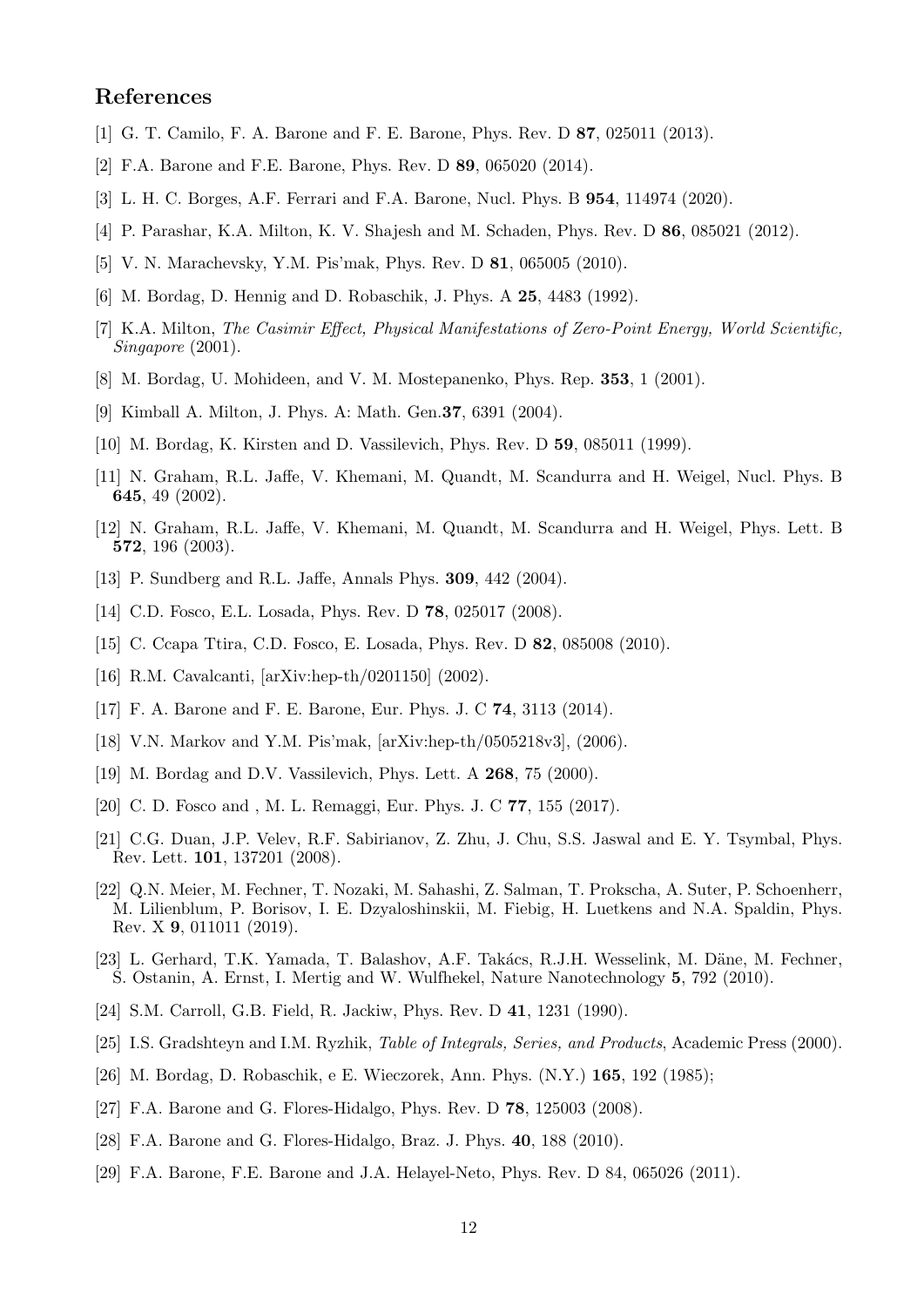## References

[1] G. T. Camilo, F. A. Barone and F. E. Barone, Phys. Rev. D **87**, 025011 (2013).

[2] F.A. Barone and F.E. Barone, Phys. Rev. D **89**, 065020 (2014).

[3] L. H. C. Borges, A.F. Ferrari and F.A. Barone, Nucl. Phys. B **954**, 114974 (2020).

[4] P. Parashar, K.A. Milton, K. V. Shajesh and M. Schaden, Phys. Rev. D **86**, 085021 (2012).

[5] V. N. Marachevsky, Y.M. Pis'mak, Phys. Rev. D **81**, 065005 (2010).

[6] M. Bordag, D. Hennig and D. Robaschik, J. Phys. A **25**, 4483 (1992).

[7] K.A. Milton, *The Casimir Effect, Physical Manifestations of Zero-Point Energy, World Scientific, Singapore* (2001).

[8] M. Bordag, U. Mohideen, and V. M. Mostepanenko, Phys. Rep. **353**, 1 (2001).

[9] Kimball A. Milton, J. Phys. A: Math. Gen.**37**, 6391 (2004).

[10] M. Bordag, K. Kirsten and D. Vassilevich, Phys. Rev. D **59**, 085011 (1999).

[11] N. Graham, R.L. Jaffe, V. Khemani, M. Quandt, M. Scandurra and H. Weigel, Nucl. Phys. B **645**, 49 (2002).

[12] N. Graham, R.L. Jaffe, V. Khemani, M. Quandt, M. Scandurra and H. Weigel, Phys. Lett. B **572**, 196 (2003).

[13] P. Sundberg and R.L. Jaffe, Annals Phys. **309**, 442 (2004).

[14] C.D. Fosco, E.L. Losada, Phys. Rev. D **78**, 025017 (2008).

[15] C. Ccapa Ttira, C.D. Fosco, E. Losada, Phys. Rev. D **82**, 085008 (2010).

[16] R.M. Cavalcanti, [arXiv:hep-th/0201150] (2002).

[17] F. A. Barone and F. E. Barone, Eur. Phys. J. C **74**, 3113 (2014).

[18] V.N. Markov and Y.M. Pis'mak, [arXiv:hep-th/0505218v3], (2006).

[19] M. Bordag and D.V. Vassilevich, Phys. Lett. A **268**, 75 (2000).

[20] C. D. Fosco and , M. L. Remaggi, Eur. Phys. J. C **77**, 155 (2017).

[21] C.G. Duan, J.P. Velev, R.F. Sabirianov, Z. Zhu, J. Chu, S.S. Jaswal and E. Y. Tsymbal, Phys. Rev. Lett. **101**, 137201 (2008).

[22] Q.N. Meier, M. Fechner, T. Nozaki, M. Sahashi, Z. Salman, T. Prokscha, A. Suter, P. Schoenherr, M. Lilienblum, P. Borisov, I. E. Dzyaloshinskii, M. Fiebig, H. Luetkens and N.A. Spaldin, Phys. Rev. X **9**, 011011 (2019).

[23] L. Gerhard, T.K. Yamada, T. Balashov, A.F. Takács, R.J.H. Wesselink, M. Däne, M. Fechner, S. Ostanin, A. Ernst, I. Mertig and W. Wulfhekel, Nature Nanotechnology **5**, 792 (2010).

[24] S.M. Carroll, G.B. Field, R. Jackiw, Phys. Rev. D **41**, 1231 (1990).

[25] I.S. Gradshteyn and I.M. Ryzhik, *Table of Integrals, Series, and Products*, Academic Press (2000).

[26] M. Bordag, D. Robaschik, e E. Wieczorek, Ann. Phys. (N.Y.) **165**, 192 (1985);

[27] F.A. Barone and G. Flores-Hidalgo, Phys. Rev. D **78**, 125003 (2008).

[28] F.A. Barone and G. Flores-Hidalgo, Braz. J. Phys. **40**, 188 (2010).

[29] F.A. Barone, F.E. Barone and J.A. Helayel-Neto, Phys. Rev. D 84, 065026 (2011).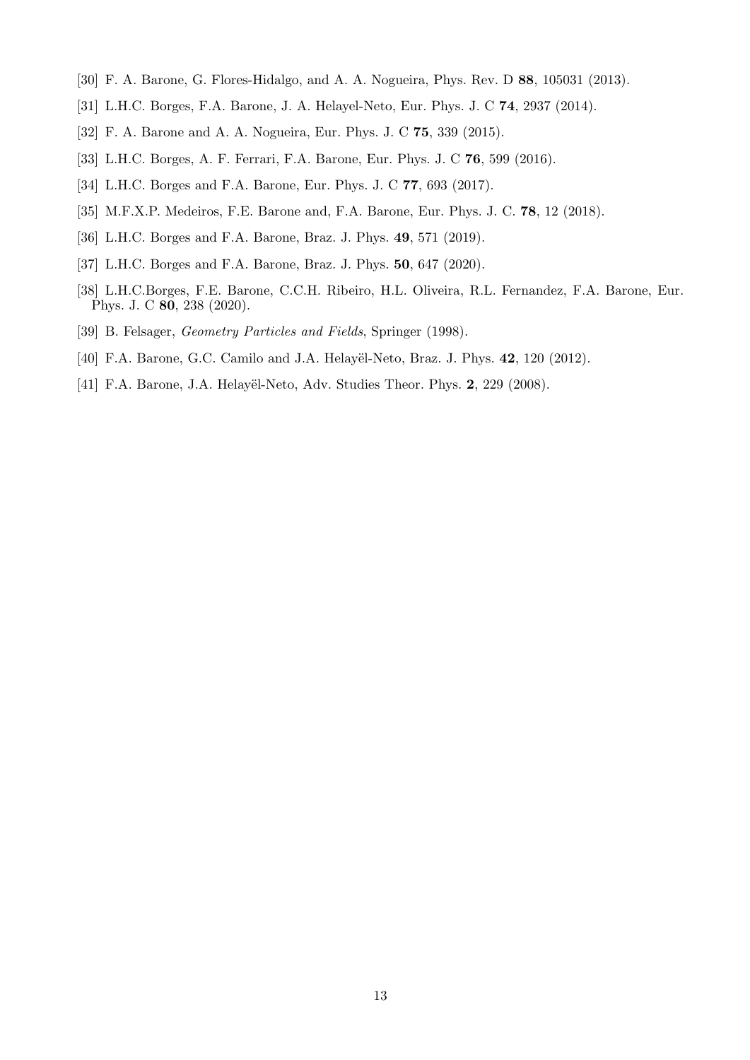[30] F. A. Barone, G. Flores-Hidalgo, and A. A. Nogueira, Phys. Rev. D **88**, 105031 (2013).

[31] L.H.C. Borges, F.A. Barone, J. A. Helayel-Neto, Eur. Phys. J. C **74**, 2937 (2014).

[32] F. A. Barone and A. A. Nogueira, Eur. Phys. J. C **75**, 339 (2015).

[33] L.H.C. Borges, A. F. Ferrari, F.A. Barone, Eur. Phys. J. C **76**, 599 (2016).

[34] L.H.C. Borges and F.A. Barone, Eur. Phys. J. C **77**, 693 (2017).

[35] M.F.X.P. Medeiros, F.E. Barone and, F.A. Barone, Eur. Phys. J. C. **78**, 12 (2018).

[36] L.H.C. Borges and F.A. Barone, Braz. J. Phys. **49**, 571 (2019).

[37] L.H.C. Borges and F.A. Barone, Braz. J. Phys. **50**, 647 (2020).

[38] L.H.C.Borges, F.E. Barone, C.C.H. Ribeiro, H.L. Oliveira, R.L. Fernandez, F.A. Barone, Eur. Phys. J. C **80**, 238 (2020).

[39] B. Felsager, *Geometry Particles and Fields*, Springer (1998).

[40] F.A. Barone, G.C. Camilo and J.A. Helayël-Neto, Braz. J. Phys. **42**, 120 (2012).

[41] F.A. Barone, J.A. Helayël-Neto, Adv. Studies Theor. Phys. **2**, 229 (2008).